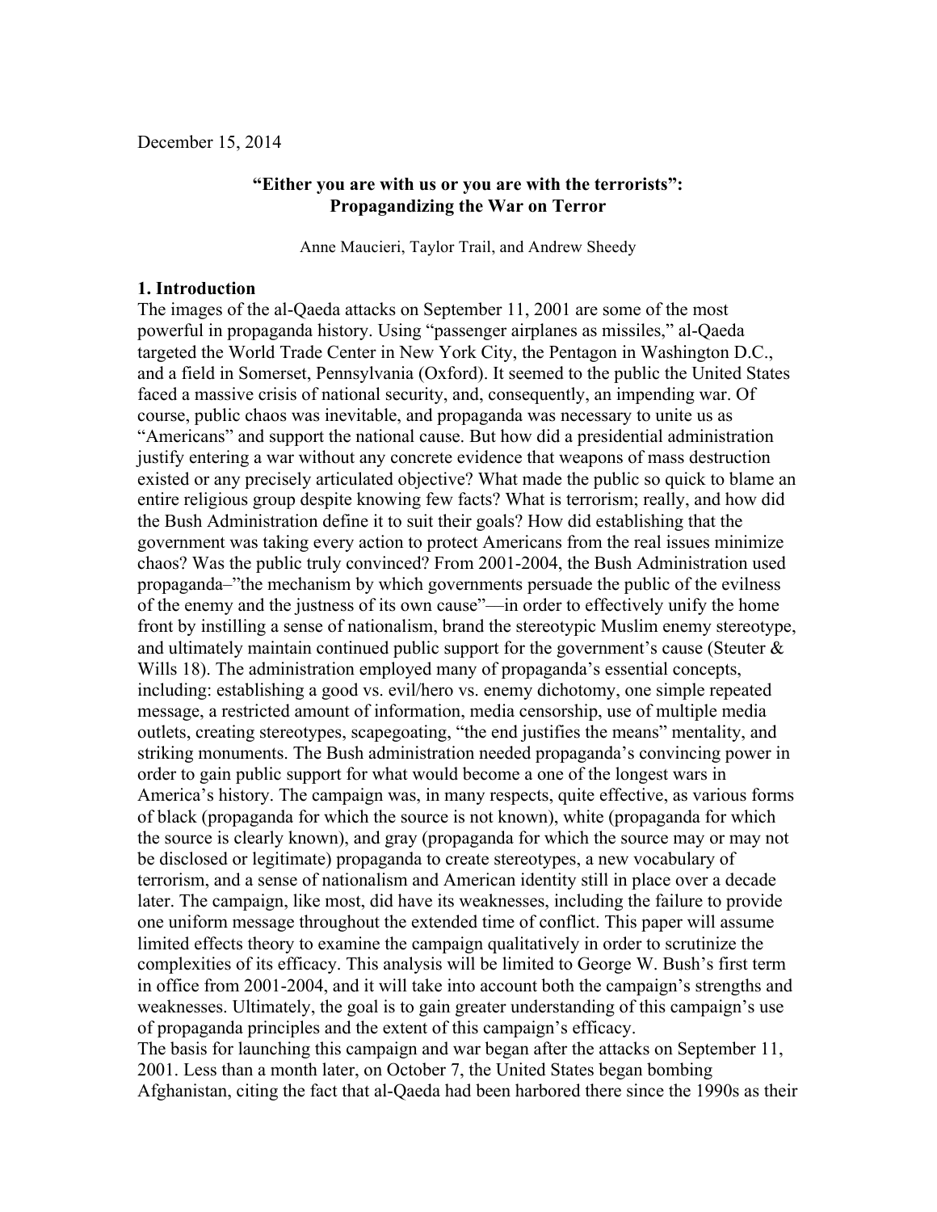December 15, 2014

# "Either you are with us or you are with the terrorists": Propagandizing the War on Terror

Anne Maucieri, Taylor Trail, and Andrew Sheedy

## 1. Introduction

The images of the al-Qaeda attacks on September 11, 2001 are some of the most powerful in propaganda history. Using "passenger airplanes as missiles," al-Qaeda targeted the World Trade Center in New York City, the Pentagon in Washington D.C., and a field in Somerset, Pennsylvania (Oxford). It seemed to the public the United States faced a massive crisis of national security, and, consequently, an impending war. Of course, public chaos was inevitable, and propaganda was necessary to unite us as "Americans" and support the national cause. But how did a presidential administration justify entering a war without any concrete evidence that weapons of mass destruction existed or any precisely articulated objective? What made the public so quick to blame an entire religious group despite knowing few facts? What is terrorism; really, and how did the Bush Administration define it to suit their goals? How did establishing that the government was taking every action to protect Americans from the real issues minimize chaos? Was the public truly convinced? From 2001-2004, the Bush Administration used propaganda–"the mechanism by which governments persuade the public of the evilness of the enemy and the justness of its own cause"—in order to effectively unify the home front by instilling a sense of nationalism, brand the stereotypic Muslim enemy stereotype, and ultimately maintain continued public support for the government's cause (Steuter & Wills 18). The administration employed many of propaganda's essential concepts, including: establishing a good vs. evil/hero vs. enemy dichotomy, one simple repeated message, a restricted amount of information, media censorship, use of multiple media outlets, creating stereotypes, scapegoating, "the end justifies the means" mentality, and striking monuments. The Bush administration needed propaganda's convincing power in order to gain public support for what would become a one of the longest wars in America's history. The campaign was, in many respects, quite effective, as various forms of black (propaganda for which the source is not known), white (propaganda for which the source is clearly known), and gray (propaganda for which the source may or may not be disclosed or legitimate) propaganda to create stereotypes, a new vocabulary of terrorism, and a sense of nationalism and American identity still in place over a decade later. The campaign, like most, did have its weaknesses, including the failure to provide one uniform message throughout the extended time of conflict. This paper will assume limited effects theory to examine the campaign qualitatively in order to scrutinize the complexities of its efficacy. This analysis will be limited to George W. Bush's first term in office from 2001-2004, and it will take into account both the campaign's strengths and weaknesses. Ultimately, the goal is to gain greater understanding of this campaign's use of propaganda principles and the extent of this campaign's efficacy.

The basis for launching this campaign and war began after the attacks on September 11, 2001. Less than a month later, on October 7, the United States began bombing Afghanistan, citing the fact that al-Qaeda had been harbored there since the 1990s as their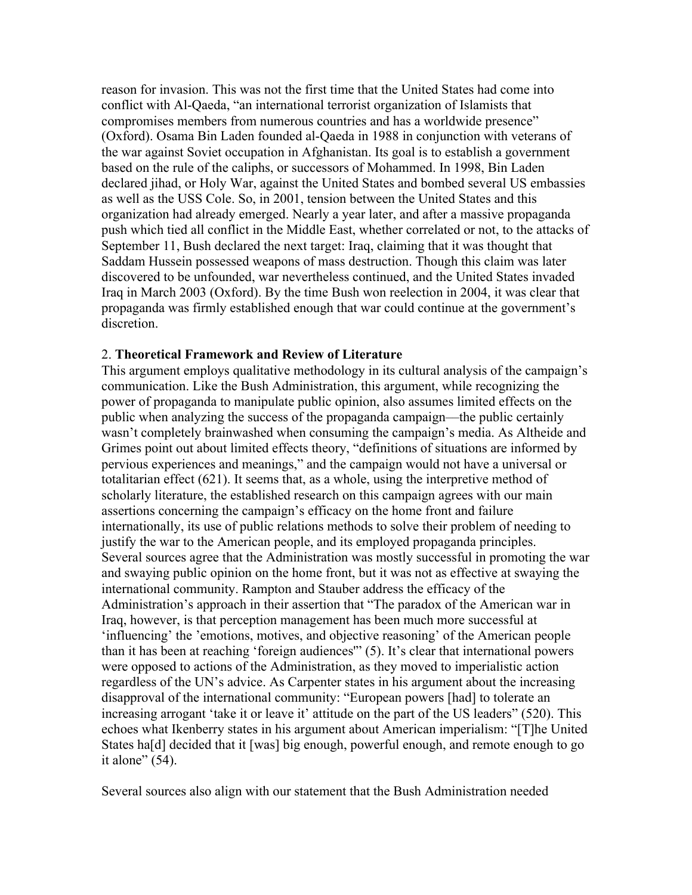reason for invasion. This was not the first time that the United States had come into conflict with Al-Qaeda, "an international terrorist organization of Islamists that compromises members from numerous countries and has a worldwide presence" (Oxford). Osama Bin Laden founded al-Qaeda in 1988 in conjunction with veterans of the war against Soviet occupation in Afghanistan. Its goal is to establish a government based on the rule of the caliphs, or successors of Mohammed. In 1998, Bin Laden declared jihad, or Holy War, against the United States and bombed several US embassies as well as the USS Cole. So, in 2001, tension between the United States and this organization had already emerged. Nearly a year later, and after a massive propaganda push which tied all conflict in the Middle East, whether correlated or not, to the attacks of September 11, Bush declared the next target: Iraq, claiming that it was thought that Saddam Hussein possessed weapons of mass destruction. Though this claim was later discovered to be unfounded, war nevertheless continued, and the United States invaded Iraq in March 2003 (Oxford). By the time Bush won reelection in 2004, it was clear that propaganda was firmly established enough that war could continue at the government's discretion.

## 2. **Theoretical Framework and Review of Literature**

This argument employs qualitative methodology in its cultural analysis of the campaign's communication. Like the Bush Administration, this argument, while recognizing the power of propaganda to manipulate public opinion, also assumes limited effects on the public when analyzing the success of the propaganda campaign—the public certainly wasn't completely brainwashed when consuming the campaign's media. As Altheide and Grimes point out about limited effects theory, "definitions of situations are informed by pervious experiences and meanings," and the campaign would not have a universal or totalitarian effect (621). It seems that, as a whole, using the interpretive method of scholarly literature, the established research on this campaign agrees with our main assertions concerning the campaign's efficacy on the home front and failure internationally, its use of public relations methods to solve their problem of needing to justify the war to the American people, and its employed propaganda principles. Several sources agree that the Administration was mostly successful in promoting the war and swaying public opinion on the home front, but it was not as effective at swaying the international community. Rampton and Stauber address the efficacy of the Administration's approach in their assertion that "The paradox of the American war in Iraq, however, is that perception management has been much more successful at 'influencing' the 'emotions, motives, and objective reasoning' of the American people than it has been at reaching 'foreign audiences'" (5). It's clear that international powers were opposed to actions of the Administration, as they moved to imperialistic action regardless of the UN's advice. As Carpenter states in his argument about the increasing disapproval of the international community: "European powers [had] to tolerate an increasing arrogant 'take it or leave it' attitude on the part of the US leaders" (520). This echoes what Ikenberry states in his argument about American imperialism: "[T]he United States ha[d] decided that it [was] big enough, powerful enough, and remote enough to go it alone" (54).

Several sources also align with our statement that the Bush Administration needed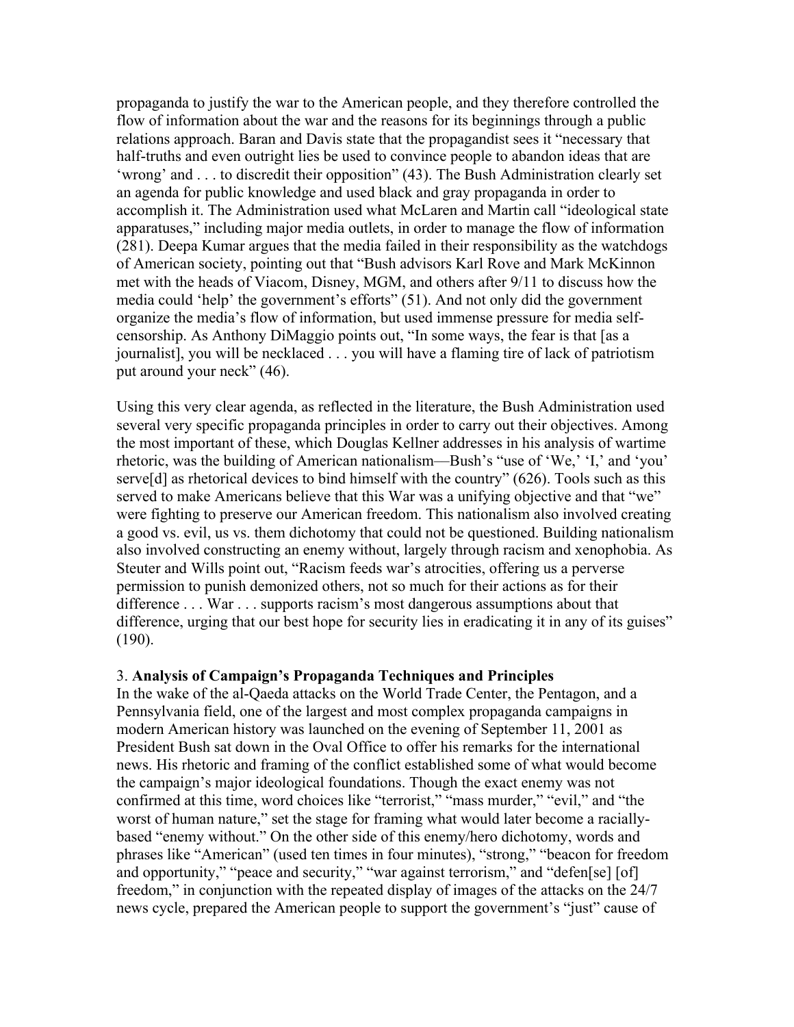propaganda to justify the war to the American people, and they therefore controlled the flow of information about the war and the reasons for its beginnings through a public relations approach. Baran and Davis state that the propagandist sees it "necessary that half-truths and even outright lies be used to convince people to abandon ideas that are 'wrong' and . . . to discredit their opposition" (43). The Bush Administration clearly set an agenda for public knowledge and used black and gray propaganda in order to accomplish it. The Administration used what McLaren and Martin call "ideological state apparatuses," including major media outlets, in order to manage the flow of information (281). Deepa Kumar argues that the media failed in their responsibility as the watchdogs of American society, pointing out that "Bush advisors Karl Rove and Mark McKinnon met with the heads of Viacom, Disney, MGM, and others after 9/11 to discuss how the media could 'help' the government's efforts" (51). And not only did the government organize the media's flow of information, but used immense pressure for media self-censorship. As Anthony DiMaggio points out, "In some ways, the fear is that [as a journalist], you will be necklaced . . . you will have a flaming tire of lack of patriotism put around your neck" (46).

Using this very clear agenda, as reflected in the literature, the Bush Administration used several very specific propaganda principles in order to carry out their objectives. Among the most important of these, which Douglas Kellner addresses in his analysis of wartime rhetoric, was the building of American nationalism—Bush's "use of 'We,' 'I,' and 'you' serve[d] as rhetorical devices to bind himself with the country" (626). Tools such as this served to make Americans believe that this War was a unifying objective and that "we" were fighting to preserve our American freedom. This nationalism also involved creating a good vs. evil, us vs. them dichotomy that could not be questioned. Building nationalism also involved constructing an enemy without, largely through racism and xenophobia. As Steuter and Wills point out, "Racism feeds war's atrocities, offering us a perverse permission to punish demonized others, not so much for their actions as for their difference . . . War . . . supports racism's most dangerous assumptions about that difference, urging that our best hope for security lies in eradicating it in any of its guises" (190).

### 3. **Analysis of Campaign's Propaganda Techniques and Principles**

In the wake of the al-Qaeda attacks on the World Trade Center, the Pentagon, and a Pennsylvania field, one of the largest and most complex propaganda campaigns in modern American history was launched on the evening of September 11, 2001 as President Bush sat down in the Oval Office to offer his remarks for the international news. His rhetoric and framing of the conflict established some of what would become the campaign's major ideological foundations. Though the exact enemy was not confirmed at this time, word choices like "terrorist," "mass murder," "evil," and "the worst of human nature," set the stage for framing what would later become a racially-based "enemy without." On the other side of this enemy/hero dichotomy, words and phrases like "American" (used ten times in four minutes), "strong," "beacon for freedom and opportunity," "peace and security," "war against terrorism," and "defen[se] [of] freedom," in conjunction with the repeated display of images of the attacks on the 24/7 news cycle, prepared the American people to support the government's "just" cause of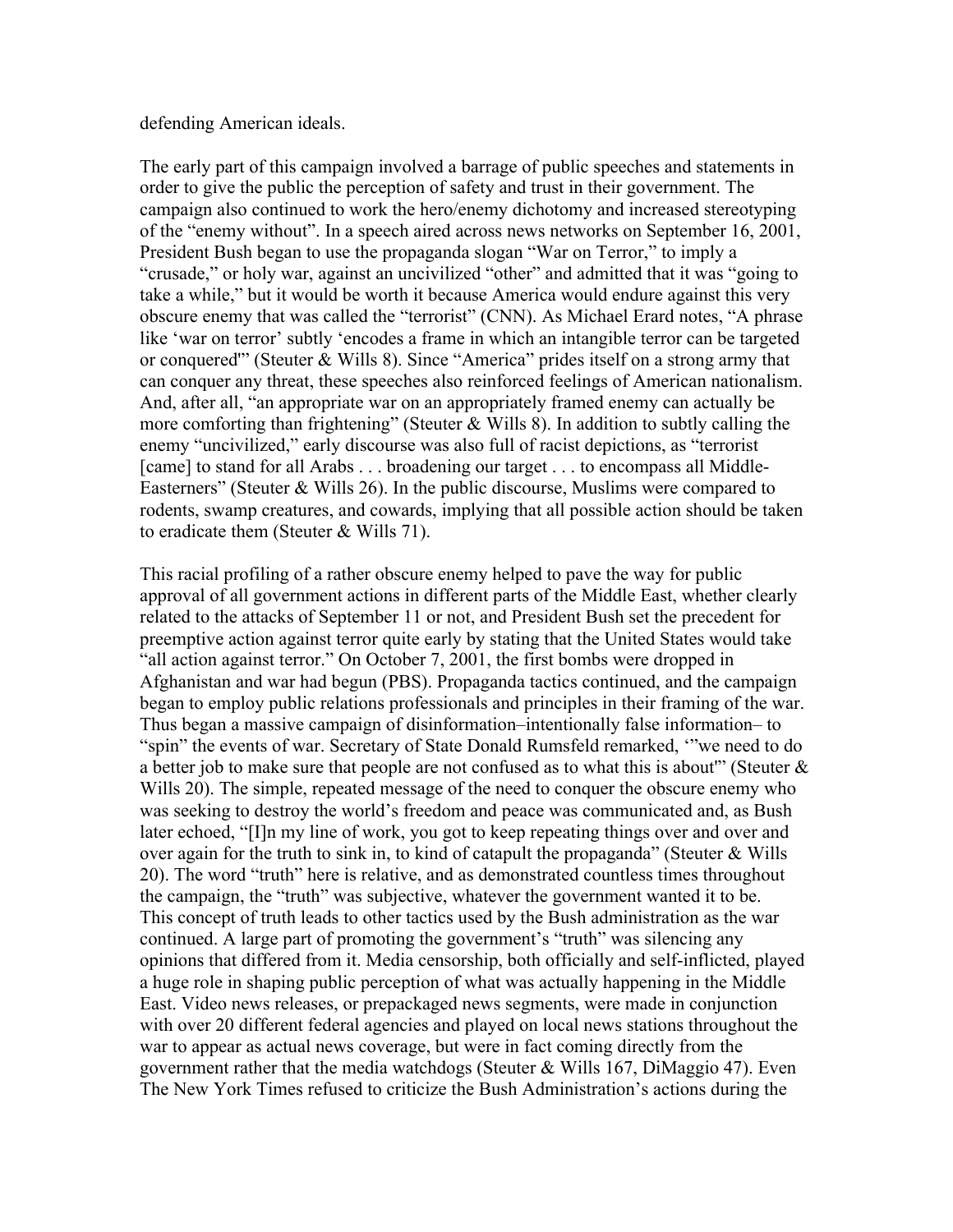defending American ideals.

The early part of this campaign involved a barrage of public speeches and statements in order to give the public the perception of safety and trust in their government. The campaign also continued to work the hero/enemy dichotomy and increased stereotyping of the "enemy without". In a speech aired across news networks on September 16, 2001, President Bush began to use the propaganda slogan "War on Terror," to imply a "crusade," or holy war, against an uncivilized "other" and admitted that it was "going to take a while," but it would be worth it because America would endure against this very obscure enemy that was called the "terrorist" (CNN). As Michael Erard notes, "A phrase like 'war on terror' subtly 'encodes a frame in which an intangible terror can be targeted or conquered'" (Steuter & Wills 8). Since "America" prides itself on a strong army that can conquer any threat, these speeches also reinforced feelings of American nationalism. And, after all, "an appropriate war on an appropriately framed enemy can actually be more comforting than frightening" (Steuter & Wills 8). In addition to subtly calling the enemy "uncivilized," early discourse was also full of racist depictions, as "terrorist [came] to stand for all Arabs . . . broadening our target . . . to encompass all Middle-Easterners" (Steuter & Wills 26). In the public discourse, Muslims were compared to rodents, swamp creatures, and cowards, implying that all possible action should be taken to eradicate them (Steuter & Wills 71).

This racial profiling of a rather obscure enemy helped to pave the way for public approval of all government actions in different parts of the Middle East, whether clearly related to the attacks of September 11 or not, and President Bush set the precedent for preemptive action against terror quite early by stating that the United States would take "all action against terror." On October 7, 2001, the first bombs were dropped in Afghanistan and war had begun (PBS). Propaganda tactics continued, and the campaign began to employ public relations professionals and principles in their framing of the war. Thus began a massive campaign of disinformation–intentionally false information– to "spin" the events of war. Secretary of State Donald Rumsfeld remarked, '"we need to do a better job to make sure that people are not confused as to what this is about"' (Steuter & Wills 20). The simple, repeated message of the need to conquer the obscure enemy who was seeking to destroy the world's freedom and peace was communicated and, as Bush later echoed, "[I]n my line of work, you got to keep repeating things over and over and over again for the truth to sink in, to kind of catapult the propaganda" (Steuter & Wills 20). The word "truth" here is relative, and as demonstrated countless times throughout the campaign, the "truth" was subjective, whatever the government wanted it to be. This concept of truth leads to other tactics used by the Bush administration as the war continued. A large part of promoting the government's "truth" was silencing any opinions that differed from it. Media censorship, both officially and self-inflicted, played a huge role in shaping public perception of what was actually happening in the Middle East. Video news releases, or prepackaged news segments, were made in conjunction with over 20 different federal agencies and played on local news stations throughout the war to appear as actual news coverage, but were in fact coming directly from the government rather that the media watchdogs (Steuter & Wills 167, DiMaggio 47). Even The New York Times refused to criticize the Bush Administration's actions during the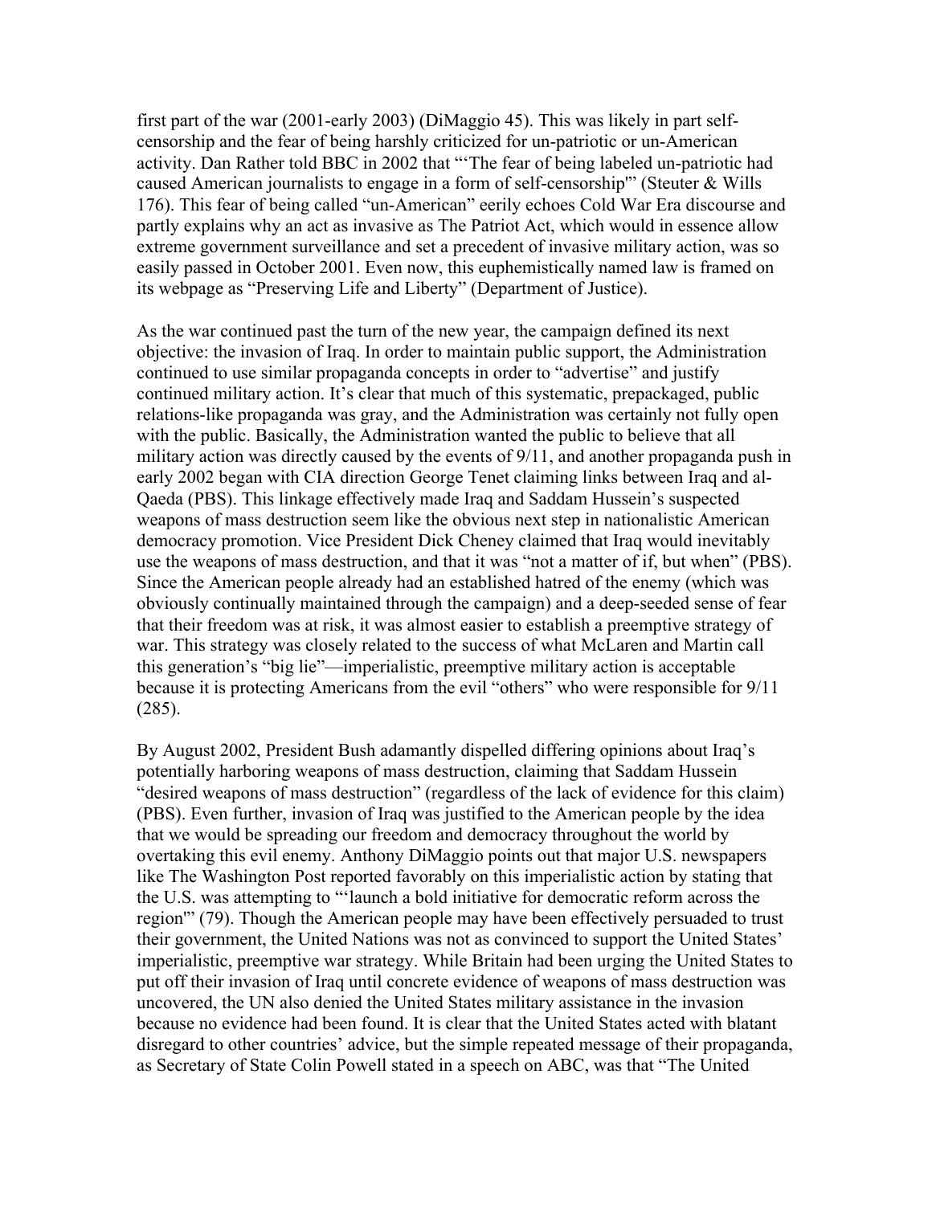first part of the war (2001-early 2003) (DiMaggio 45). This was likely in part self-censorship and the fear of being harshly criticized for un-patriotic or un-American activity. Dan Rather told BBC in 2002 that "'The fear of being labeled un-patriotic had caused American journalists to engage in a form of self-censorship'" (Steuter & Wills 176). This fear of being called "un-American" eerily echoes Cold War Era discourse and partly explains why an act as invasive as The Patriot Act, which would in essence allow extreme government surveillance and set a precedent of invasive military action, was so easily passed in October 2001. Even now, this euphemistically named law is framed on its webpage as "Preserving Life and Liberty" (Department of Justice).

As the war continued past the turn of the new year, the campaign defined its next objective: the invasion of Iraq. In order to maintain public support, the Administration continued to use similar propaganda concepts in order to "advertise" and justify continued military action. It's clear that much of this systematic, prepackaged, public relations-like propaganda was gray, and the Administration was certainly not fully open with the public. Basically, the Administration wanted the public to believe that all military action was directly caused by the events of 9/11, and another propaganda push in early 2002 began with CIA direction George Tenet claiming links between Iraq and al-Qaeda (PBS). This linkage effectively made Iraq and Saddam Hussein's suspected weapons of mass destruction seem like the obvious next step in nationalistic American democracy promotion. Vice President Dick Cheney claimed that Iraq would inevitably use the weapons of mass destruction, and that it was "not a matter of if, but when" (PBS). Since the American people already had an established hatred of the enemy (which was obviously continually maintained through the campaign) and a deep-seeded sense of fear that their freedom was at risk, it was almost easier to establish a preemptive strategy of war. This strategy was closely related to the success of what McLaren and Martin call this generation's "big lie"—imperialistic, preemptive military action is acceptable because it is protecting Americans from the evil "others" who were responsible for 9/11 (285).

By August 2002, President Bush adamantly dispelled differing opinions about Iraq's potentially harboring weapons of mass destruction, claiming that Saddam Hussein "desired weapons of mass destruction" (regardless of the lack of evidence for this claim) (PBS). Even further, invasion of Iraq was justified to the American people by the idea that we would be spreading our freedom and democracy throughout the world by overtaking this evil enemy. Anthony DiMaggio points out that major U.S. newspapers like The Washington Post reported favorably on this imperialistic action by stating that the U.S. was attempting to "'launch a bold initiative for democratic reform across the region'" (79). Though the American people may have been effectively persuaded to trust their government, the United Nations was not as convinced to support the United States' imperialistic, preemptive war strategy. While Britain had been urging the United States to put off their invasion of Iraq until concrete evidence of weapons of mass destruction was uncovered, the UN also denied the United States military assistance in the invasion because no evidence had been found. It is clear that the United States acted with blatant disregard to other countries' advice, but the simple repeated message of their propaganda, as Secretary of State Colin Powell stated in a speech on ABC, was that "The United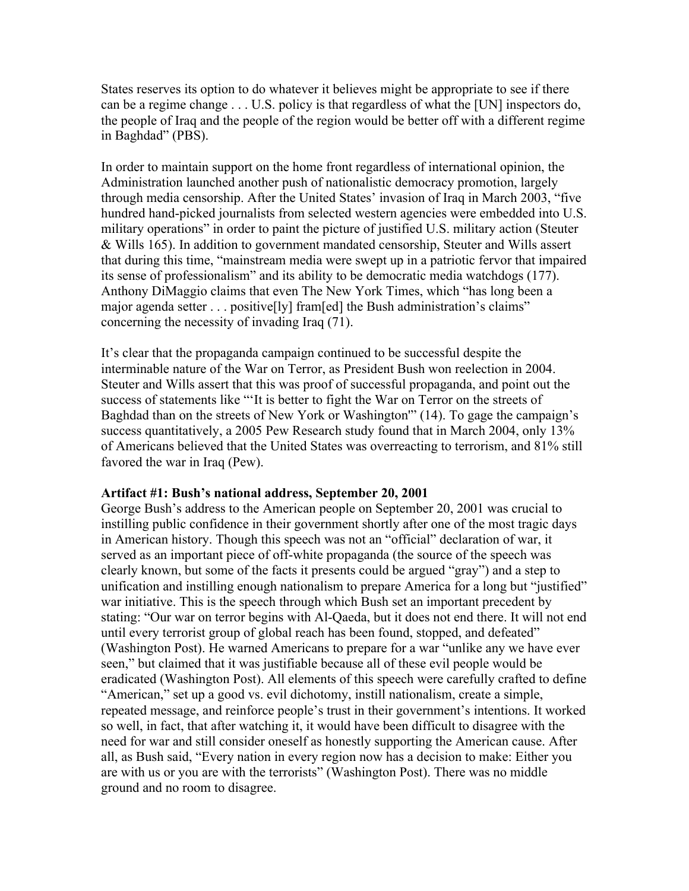States reserves its option to do whatever it believes might be appropriate to see if there can be a regime change . . . U.S. policy is that regardless of what the [UN] inspectors do, the people of Iraq and the people of the region would be better off with a different regime in Baghdad" (PBS).

In order to maintain support on the home front regardless of international opinion, the Administration launched another push of nationalistic democracy promotion, largely through media censorship. After the United States' invasion of Iraq in March 2003, "five hundred hand-picked journalists from selected western agencies were embedded into U.S. military operations" in order to paint the picture of justified U.S. military action (Steuter & Wills 165). In addition to government mandated censorship, Steuter and Wills assert that during this time, "mainstream media were swept up in a patriotic fervor that impaired its sense of professionalism" and its ability to be democratic media watchdogs (177). Anthony DiMaggio claims that even The New York Times, which "has long been a major agenda setter . . . positive[ly] fram[ed] the Bush administration's claims" concerning the necessity of invading Iraq (71).

It's clear that the propaganda campaign continued to be successful despite the interminable nature of the War on Terror, as President Bush won reelection in 2004. Steuter and Wills assert that this was proof of successful propaganda, and point out the success of statements like "'It is better to fight the War on Terror on the streets of Baghdad than on the streets of New York or Washington'" (14). To gage the campaign's success quantitatively, a 2005 Pew Research study found that in March 2004, only 13% of Americans believed that the United States was overreacting to terrorism, and 81% still favored the war in Iraq (Pew).

**Artifact #1: Bush's national address, September 20, 2001**

George Bush's address to the American people on September 20, 2001 was crucial to instilling public confidence in their government shortly after one of the most tragic days in American history. Though this speech was not an "official" declaration of war, it served as an important piece of off-white propaganda (the source of the speech was clearly known, but some of the facts it presents could be argued "gray") and a step to unification and instilling enough nationalism to prepare America for a long but "justified" war initiative. This is the speech through which Bush set an important precedent by stating: "Our war on terror begins with Al-Qaeda, but it does not end there. It will not end until every terrorist group of global reach has been found, stopped, and defeated" (Washington Post). He warned Americans to prepare for a war "unlike any we have ever seen," but claimed that it was justifiable because all of these evil people would be eradicated (Washington Post). All elements of this speech were carefully crafted to define "American," set up a good vs. evil dichotomy, instill nationalism, create a simple, repeated message, and reinforce people's trust in their government's intentions. It worked so well, in fact, that after watching it, it would have been difficult to disagree with the need for war and still consider oneself as honestly supporting the American cause. After all, as Bush said, "Every nation in every region now has a decision to make: Either you are with us or you are with the terrorists" (Washington Post). There was no middle ground and no room to disagree.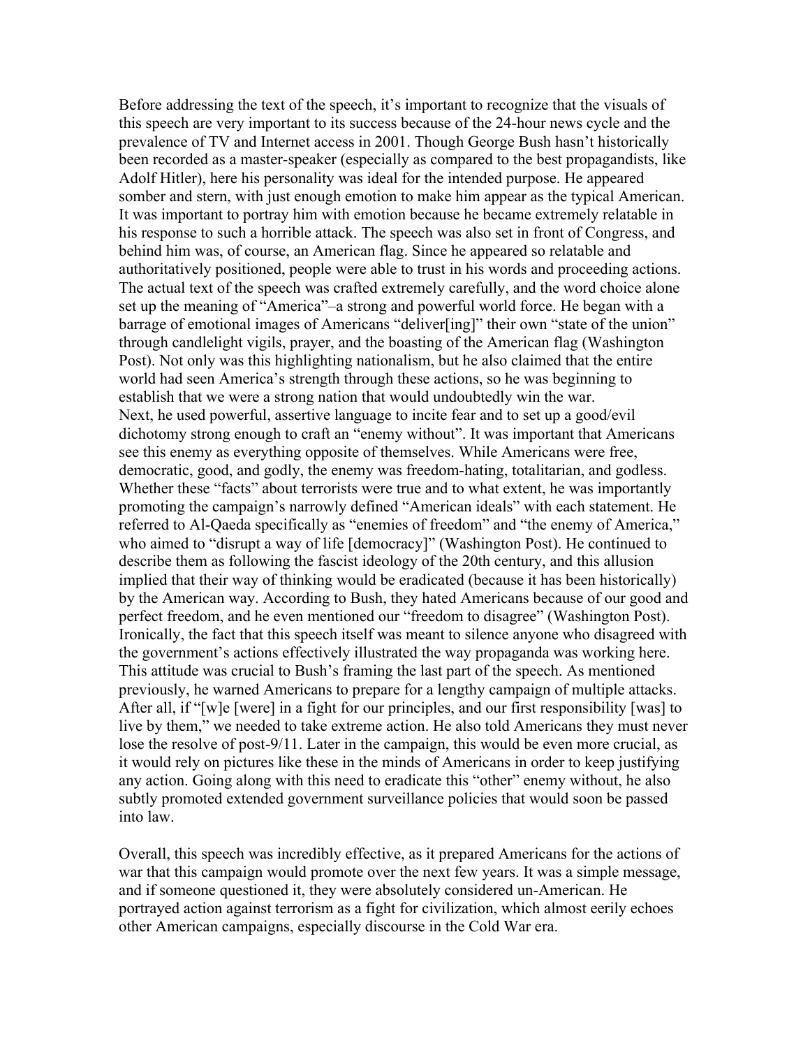Before addressing the text of the speech, it's important to recognize that the visuals of this speech are very important to its success because of the 24-hour news cycle and the prevalence of TV and Internet access in 2001. Though George Bush hasn't historically been recorded as a master-speaker (especially as compared to the best propagandists, like Adolf Hitler), here his personality was ideal for the intended purpose. He appeared somber and stern, with just enough emotion to make him appear as the typical American. It was important to portray him with emotion because he became extremely relatable in his response to such a horrible attack. The speech was also set in front of Congress, and behind him was, of course, an American flag. Since he appeared so relatable and authoritatively positioned, people were able to trust in his words and proceeding actions. The actual text of the speech was crafted extremely carefully, and the word choice alone set up the meaning of "America"–a strong and powerful world force. He began with a barrage of emotional images of Americans "deliver[ing]" their own "state of the union" through candlelight vigils, prayer, and the boasting of the American flag (Washington Post). Not only was this highlighting nationalism, but he also claimed that the entire world had seen America's strength through these actions, so he was beginning to establish that we were a strong nation that would undoubtedly win the war.
Next, he used powerful, assertive language to incite fear and to set up a good/evil dichotomy strong enough to craft an "enemy without". It was important that Americans see this enemy as everything opposite of themselves. While Americans were free, democratic, good, and godly, the enemy was freedom-hating, totalitarian, and godless. Whether these "facts" about terrorists were true and to what extent, he was importantly promoting the campaign's narrowly defined "American ideals" with each statement. He referred to Al-Qaeda specifically as "enemies of freedom" and "the enemy of America," who aimed to "disrupt a way of life [democracy]" (Washington Post). He continued to describe them as following the fascist ideology of the 20th century, and this allusion implied that their way of thinking would be eradicated (because it has been historically) by the American way. According to Bush, they hated Americans because of our good and perfect freedom, and he even mentioned our "freedom to disagree" (Washington Post). Ironically, the fact that this speech itself was meant to silence anyone who disagreed with the government's actions effectively illustrated the way propaganda was working here. This attitude was crucial to Bush's framing the last part of the speech. As mentioned previously, he warned Americans to prepare for a lengthy campaign of multiple attacks. After all, if "[w]e [were] in a fight for our principles, and our first responsibility [was] to live by them," we needed to take extreme action. He also told Americans they must never lose the resolve of post-9/11. Later in the campaign, this would be even more crucial, as it would rely on pictures like these in the minds of Americans in order to keep justifying any action. Going along with this need to eradicate this "other" enemy without, he also subtly promoted extended government surveillance policies that would soon be passed into law.

Overall, this speech was incredibly effective, as it prepared Americans for the actions of war that this campaign would promote over the next few years. It was a simple message, and if someone questioned it, they were absolutely considered un-American. He portrayed action against terrorism as a fight for civilization, which almost eerily echoes other American campaigns, especially discourse in the Cold War era.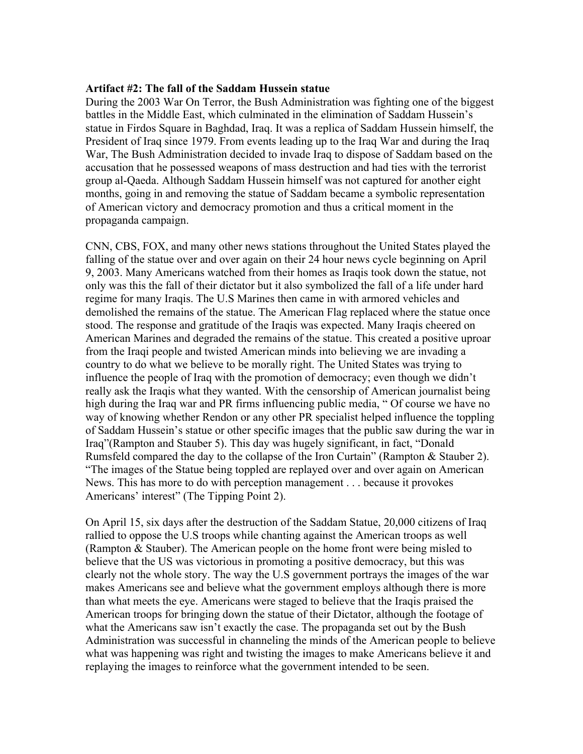**Artifact #2: The fall of the Saddam Hussein statue**

During the 2003 War On Terror, the Bush Administration was fighting one of the biggest battles in the Middle East, which culminated in the elimination of Saddam Hussein's statue in Firdos Square in Baghdad, Iraq. It was a replica of Saddam Hussein himself, the President of Iraq since 1979. From events leading up to the Iraq War and during the Iraq War, The Bush Administration decided to invade Iraq to dispose of Saddam based on the accusation that he possessed weapons of mass destruction and had ties with the terrorist group al-Qaeda. Although Saddam Hussein himself was not captured for another eight months, going in and removing the statue of Saddam became a symbolic representation of American victory and democracy promotion and thus a critical moment in the propaganda campaign.

CNN, CBS, FOX, and many other news stations throughout the United States played the falling of the statue over and over again on their 24 hour news cycle beginning on April 9, 2003. Many Americans watched from their homes as Iraqis took down the statue, not only was this the fall of their dictator but it also symbolized the fall of a life under hard regime for many Iraqis. The U.S Marines then came in with armored vehicles and demolished the remains of the statue. The American Flag replaced where the statue once stood. The response and gratitude of the Iraqis was expected. Many Iraqis cheered on American Marines and degraded the remains of the statue. This created a positive uproar from the Iraqi people and twisted American minds into believing we are invading a country to do what we believe to be morally right. The United States was trying to influence the people of Iraq with the promotion of democracy; even though we didn't really ask the Iraqis what they wanted. With the censorship of American journalist being high during the Iraq war and PR firms influencing public media, " Of course we have no way of knowing whether Rendon or any other PR specialist helped influence the toppling of Saddam Hussein's statue or other specific images that the public saw during the war in Iraq"(Rampton and Stauber 5). This day was hugely significant, in fact, "Donald Rumsfeld compared the day to the collapse of the Iron Curtain" (Rampton & Stauber 2). "The images of the Statue being toppled are replayed over and over again on American News. This has more to do with perception management . . . because it provokes Americans' interest" (The Tipping Point 2).

On April 15, six days after the destruction of the Saddam Statue, 20,000 citizens of Iraq rallied to oppose the U.S troops while chanting against the American troops as well (Rampton & Stauber). The American people on the home front were being misled to believe that the US was victorious in promoting a positive democracy, but this was clearly not the whole story. The way the U.S government portrays the images of the war makes Americans see and believe what the government employs although there is more than what meets the eye. Americans were staged to believe that the Iraqis praised the American troops for bringing down the statue of their Dictator, although the footage of what the Americans saw isn't exactly the case. The propaganda set out by the Bush Administration was successful in channeling the minds of the American people to believe what was happening was right and twisting the images to make Americans believe it and replaying the images to reinforce what the government intended to be seen.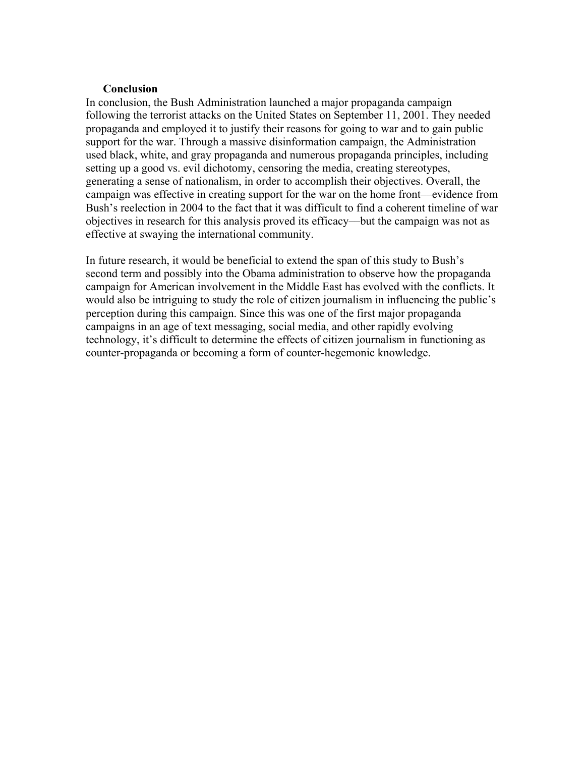## Conclusion

In conclusion, the Bush Administration launched a major propaganda campaign following the terrorist attacks on the United States on September 11, 2001. They needed propaganda and employed it to justify their reasons for going to war and to gain public support for the war. Through a massive disinformation campaign, the Administration used black, white, and gray propaganda and numerous propaganda principles, including setting up a good vs. evil dichotomy, censoring the media, creating stereotypes, generating a sense of nationalism, in order to accomplish their objectives. Overall, the campaign was effective in creating support for the war on the home front—evidence from Bush's reelection in 2004 to the fact that it was difficult to find a coherent timeline of war objectives in research for this analysis proved its efficacy—but the campaign was not as effective at swaying the international community.

In future research, it would be beneficial to extend the span of this study to Bush's second term and possibly into the Obama administration to observe how the propaganda campaign for American involvement in the Middle East has evolved with the conflicts. It would also be intriguing to study the role of citizen journalism in influencing the public's perception during this campaign. Since this was one of the first major propaganda campaigns in an age of text messaging, social media, and other rapidly evolving technology, it's difficult to determine the effects of citizen journalism in functioning as counter-propaganda or becoming a form of counter-hegemonic knowledge.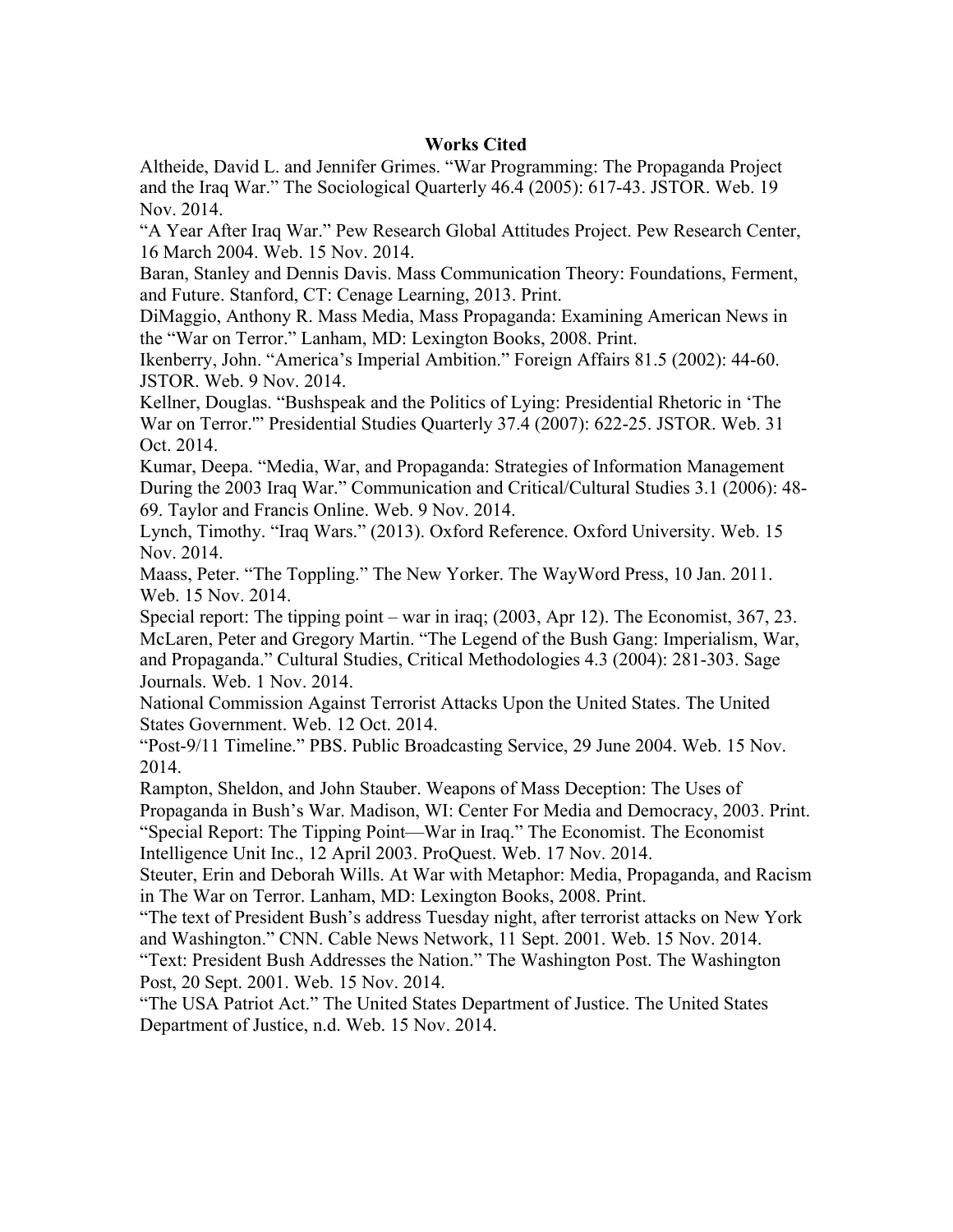**Works Cited**

Altheide, David L. and Jennifer Grimes. "War Programming: The Propaganda Project and the Iraq War." The Sociological Quarterly 46.4 (2005): 617-43. JSTOR. Web. 19 Nov. 2014.

"A Year After Iraq War." Pew Research Global Attitudes Project. Pew Research Center, 16 March 2004. Web. 15 Nov. 2014.

Baran, Stanley and Dennis Davis. Mass Communication Theory: Foundations, Ferment, and Future. Stanford, CT: Cenage Learning, 2013. Print.

DiMaggio, Anthony R. Mass Media, Mass Propaganda: Examining American News in the "War on Terror." Lanham, MD: Lexington Books, 2008. Print.

Ikenberry, John. "America's Imperial Ambition." Foreign Affairs 81.5 (2002): 44-60. JSTOR. Web. 9 Nov. 2014.

Kellner, Douglas. "Bushspeak and the Politics of Lying: Presidential Rhetoric in 'The War on Terror.'" Presidential Studies Quarterly 37.4 (2007): 622-25. JSTOR. Web. 31 Oct. 2014.

Kumar, Deepa. "Media, War, and Propaganda: Strategies of Information Management During the 2003 Iraq War." Communication and Critical/Cultural Studies 3.1 (2006): 48-69. Taylor and Francis Online. Web. 9 Nov. 2014.

Lynch, Timothy. "Iraq Wars." (2013). Oxford Reference. Oxford University. Web. 15 Nov. 2014.

Maass, Peter. "The Toppling." The New Yorker. The WayWord Press, 10 Jan. 2011. Web. 15 Nov. 2014.

Special report: The tipping point – war in iraq; (2003, Apr 12). The Economist, 367, 23.

McLaren, Peter and Gregory Martin. "The Legend of the Bush Gang: Imperialism, War, and Propaganda." Cultural Studies, Critical Methodologies 4.3 (2004): 281-303. Sage Journals. Web. 1 Nov. 2014.

National Commission Against Terrorist Attacks Upon the United States. The United States Government. Web. 12 Oct. 2014.

"Post-9/11 Timeline." PBS. Public Broadcasting Service, 29 June 2004. Web. 15 Nov. 2014.

Rampton, Sheldon, and John Stauber. Weapons of Mass Deception: The Uses of Propaganda in Bush's War. Madison, WI: Center For Media and Democracy, 2003. Print.

"Special Report: The Tipping Point—War in Iraq." The Economist. The Economist Intelligence Unit Inc., 12 April 2003. ProQuest. Web. 17 Nov. 2014.

Steuter, Erin and Deborah Wills. At War with Metaphor: Media, Propaganda, and Racism in The War on Terror. Lanham, MD: Lexington Books, 2008. Print.

"The text of President Bush's address Tuesday night, after terrorist attacks on New York and Washington." CNN. Cable News Network, 11 Sept. 2001. Web. 15 Nov. 2014.

"Text: President Bush Addresses the Nation." The Washington Post. The Washington Post, 20 Sept. 2001. Web. 15 Nov. 2014.

"The USA Patriot Act." The United States Department of Justice. The United States Department of Justice, n.d. Web. 15 Nov. 2014.